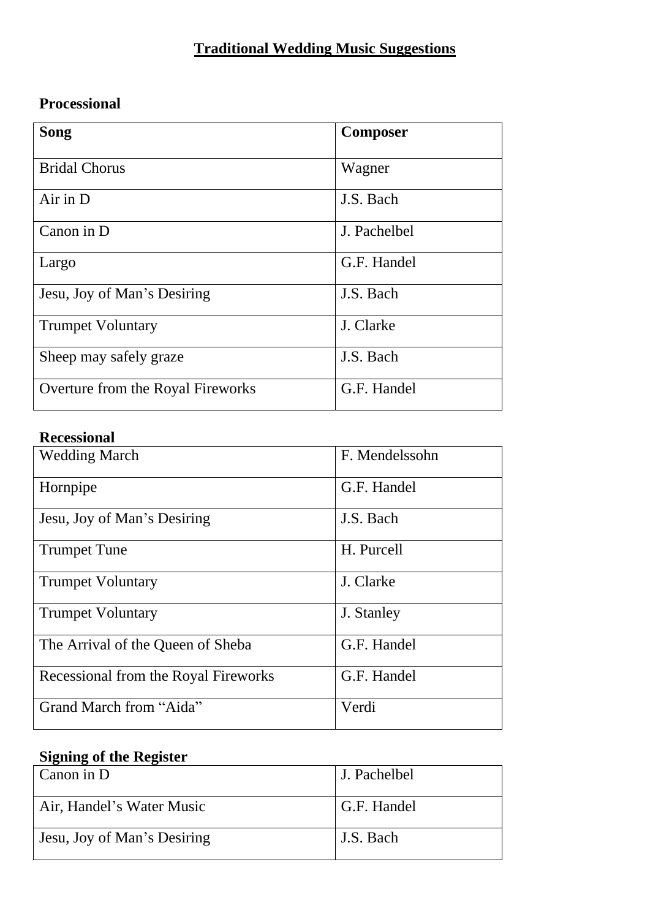# Traditional Wedding Music Suggestions

**Processional**

| Song | Composer |
|---|---|
| Bridal Chorus | Wagner |
| Air in D | J.S. Bach |
| Canon in D | J. Pachelbel |
| Largo | G.F. Handel |
| Jesu, Joy of Man's Desiring | J.S. Bach |
| Trumpet Voluntary | J. Clarke |
| Sheep may safely graze | J.S. Bach |
| Overture from the Royal Fireworks | G.F. Handel |

**Recessional**

| | |
|---|---|
| Wedding March | F. Mendelssohn |
| Hornpipe | G.F. Handel |
| Jesu, Joy of Man's Desiring | J.S. Bach |
| Trumpet Tune | H. Purcell |
| Trumpet Voluntary | J. Clarke |
| Trumpet Voluntary | J. Stanley |
| The Arrival of the Queen of Sheba | G.F. Handel |
| Recessional from the Royal Fireworks | G.F. Handel |
| Grand March from "Aida" | Verdi |

**Signing of the Register**

| | |
|---|---|
| Canon in D | J. Pachelbel |
| Air, Handel's Water Music | G.F. Handel |
| Jesu, Joy of Man's Desiring | J.S. Bach |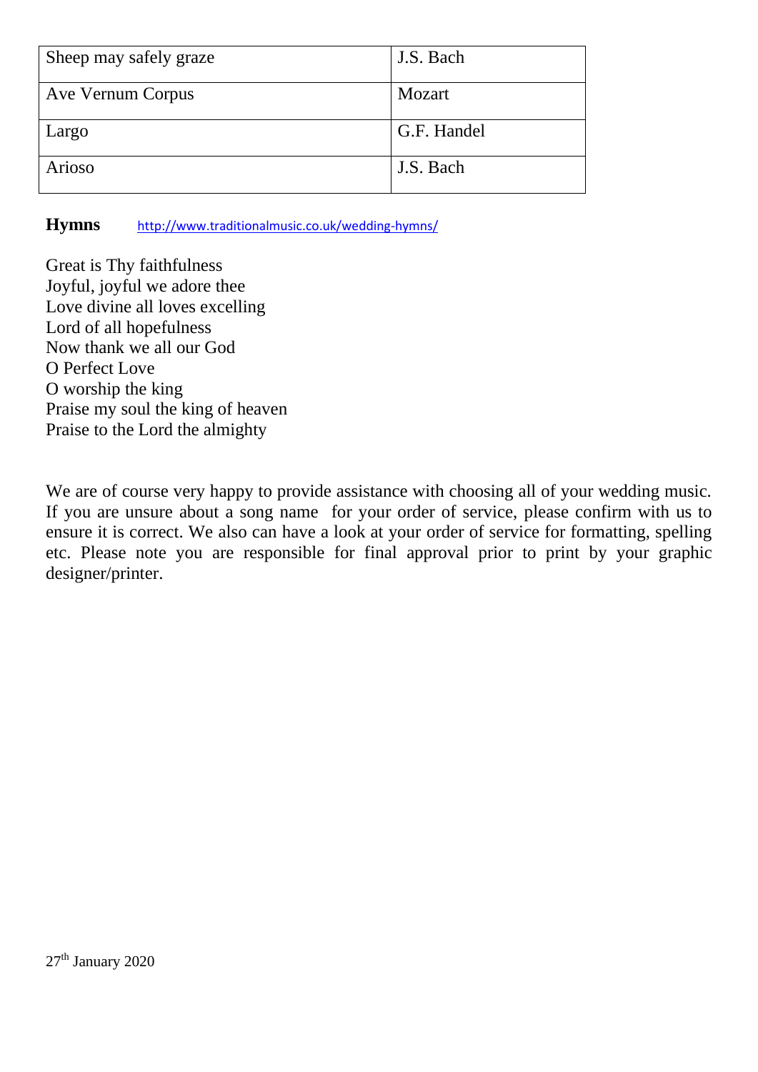| | |
|---|---|
| Sheep may safely graze | J.S. Bach |
| Ave Vernum Corpus | Mozart |
| Largo | G.F. Handel |
| Arioso | J.S. Bach |

**Hymns** http://www.traditionalmusic.co.uk/wedding-hymns/

Great is Thy faithfulness
Joyful, joyful we adore thee
Love divine all loves excelling
Lord of all hopefulness
Now thank we all our God
O Perfect Love
O worship the king
Praise my soul the king of heaven
Praise to the Lord the almighty

We are of course very happy to provide assistance with choosing all of your wedding music. If you are unsure about a song name for your order of service, please confirm with us to ensure it is correct. We also can have a look at your order of service for formatting, spelling etc. Please note you are responsible for final approval prior to print by your graphic designer/printer.

27th January 2020